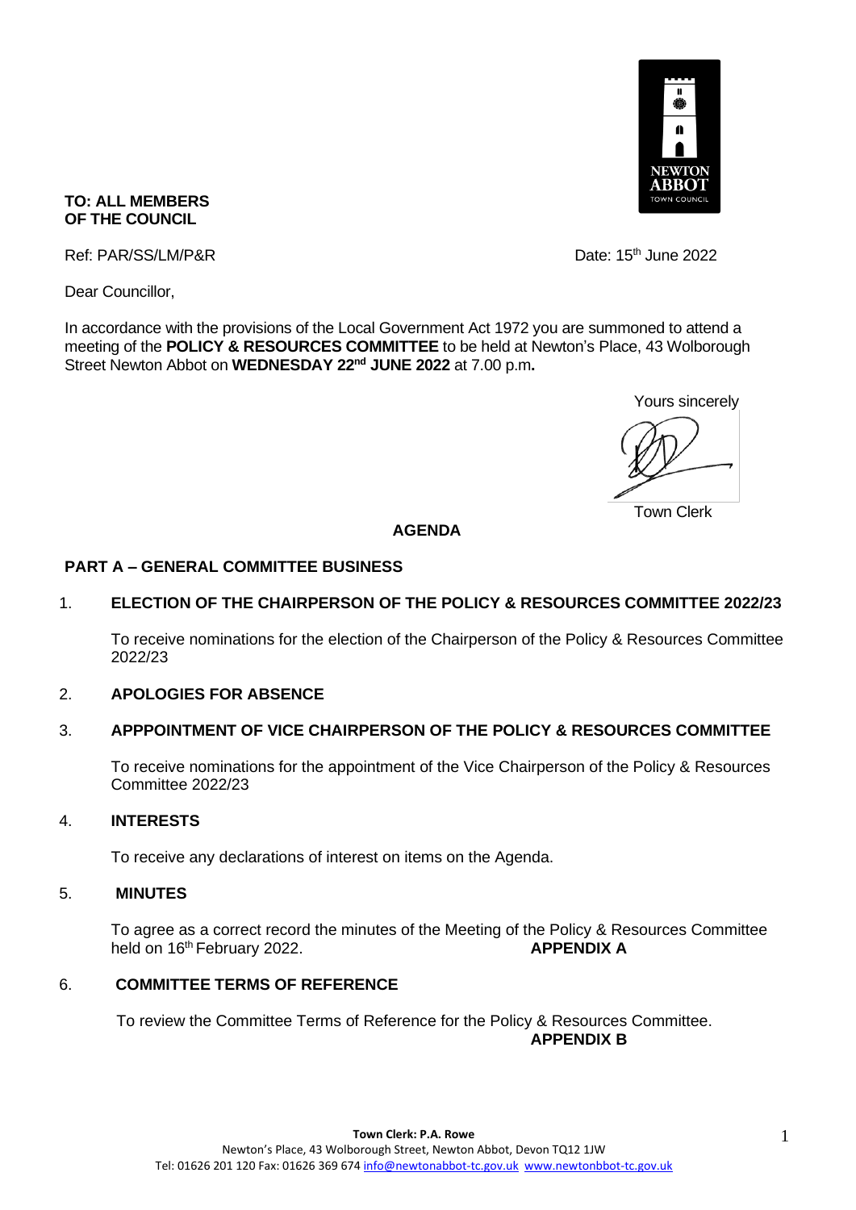**TO: ALL MEMBERS OF THE COUNCIL**

Ref: PAR/SS/LM/P&R

Date: 15th June 2022

Dear Councillor,

In accordance with the provisions of the Local Government Act 1972 you are summoned to attend a meeting of the **POLICY & RESOURCES COMMITTEE** to be held at Newton's Place, 43 Wolborough Street Newton Abbot on **WEDNESDAY 22nd JUNE 2022** at 7.00 p.m**.**

Yours sincerely

Town Clerk

## AGENDA

### PART A – GENERAL COMMITTEE BUSINESS

1. **ELECTION OF THE CHAIRPERSON OF THE POLICY & RESOURCES COMMITTEE 2022/23**

   To receive nominations for the election of the Chairperson of the Policy & Resources Committee 2022/23

2. **APOLOGIES FOR ABSENCE**

3. **APPPOINTMENT OF VICE CHAIRPERSON OF THE POLICY & RESOURCES COMMITTEE**

   To receive nominations for the appointment of the Vice Chairperson of the Policy & Resources Committee 2022/23

4. **INTERESTS**

   To receive any declarations of interest on items on the Agenda.

5. **MINUTES**

   To agree as a correct record the minutes of the Meeting of the Policy & Resources Committee held on 16th February 2022. **APPENDIX A**

6. **COMMITTEE TERMS OF REFERENCE**

   To review the Committee Terms of Reference for the Policy & Resources Committee. **APPENDIX B**

**Town Clerk: P.A. Rowe**
Newton's Place, 43 Wolborough Street, Newton Abbot, Devon TQ12 1JW
Tel: 01626 201 120 Fax: 01626 369 674 info@newtonabbot-tc.gov.uk www.newtonbbot-tc.gov.uk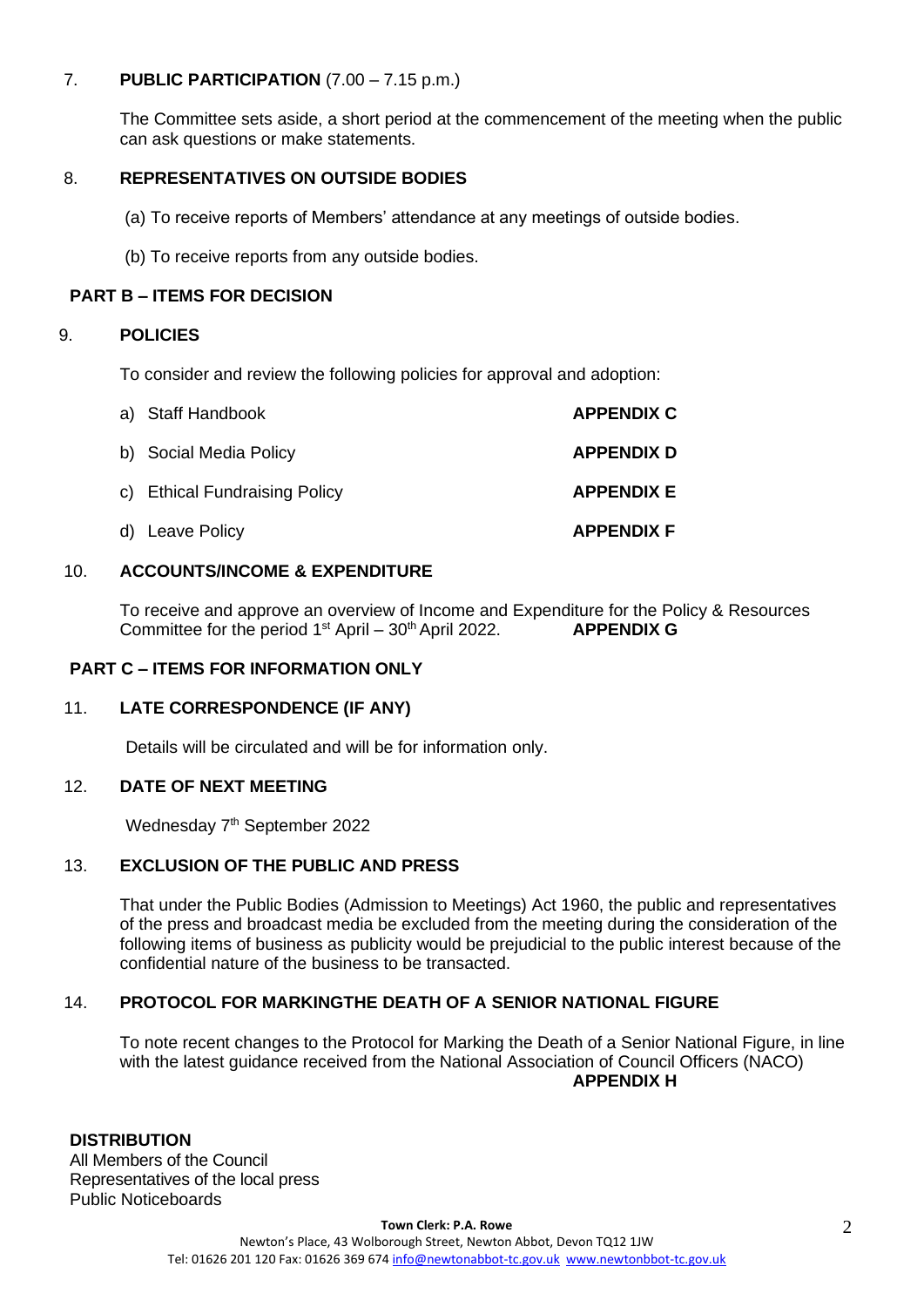7. **PUBLIC PARTICIPATION** (7.00 – 7.15 p.m.)

The Committee sets aside, a short period at the commencement of the meeting when the public can ask questions or make statements.

8. **REPRESENTATIVES ON OUTSIDE BODIES**

(a) To receive reports of Members' attendance at any meetings of outside bodies.

(b) To receive reports from any outside bodies.

**PART B – ITEMS FOR DECISION**

9. **POLICIES**

To consider and review the following policies for approval and adoption:

a) Staff Handbook **APPENDIX C**

b) Social Media Policy **APPENDIX D**

c) Ethical Fundraising Policy **APPENDIX E**

d) Leave Policy **APPENDIX F**

10. **ACCOUNTS/INCOME & EXPENDITURE**

To receive and approve an overview of Income and Expenditure for the Policy & Resources Committee for the period 1st April – 30th April 2022. **APPENDIX G**

**PART C – ITEMS FOR INFORMATION ONLY**

11. **LATE CORRESPONDENCE (IF ANY)**

Details will be circulated and will be for information only.

12. **DATE OF NEXT MEETING**

Wednesday 7th September 2022

13. **EXCLUSION OF THE PUBLIC AND PRESS**

That under the Public Bodies (Admission to Meetings) Act 1960, the public and representatives of the press and broadcast media be excluded from the meeting during the consideration of the following items of business as publicity would be prejudicial to the public interest because of the confidential nature of the business to be transacted.

14. **PROTOCOL FOR MARKINGTHE DEATH OF A SENIOR NATIONAL FIGURE**

To note recent changes to the Protocol for Marking the Death of a Senior National Figure, in line with the latest guidance received from the National Association of Council Officers (NACO) **APPENDIX H**

**DISTRIBUTION**
All Members of the Council
Representatives of the local press
Public Noticeboards

**Town Clerk: P.A. Rowe**
Newton's Place, 43 Wolborough Street, Newton Abbot, Devon TQ12 1JW
Tel: 01626 201 120 Fax: 01626 369 674 info@newtonabbot-tc.gov.uk www.newtonbbot-tc.gov.uk